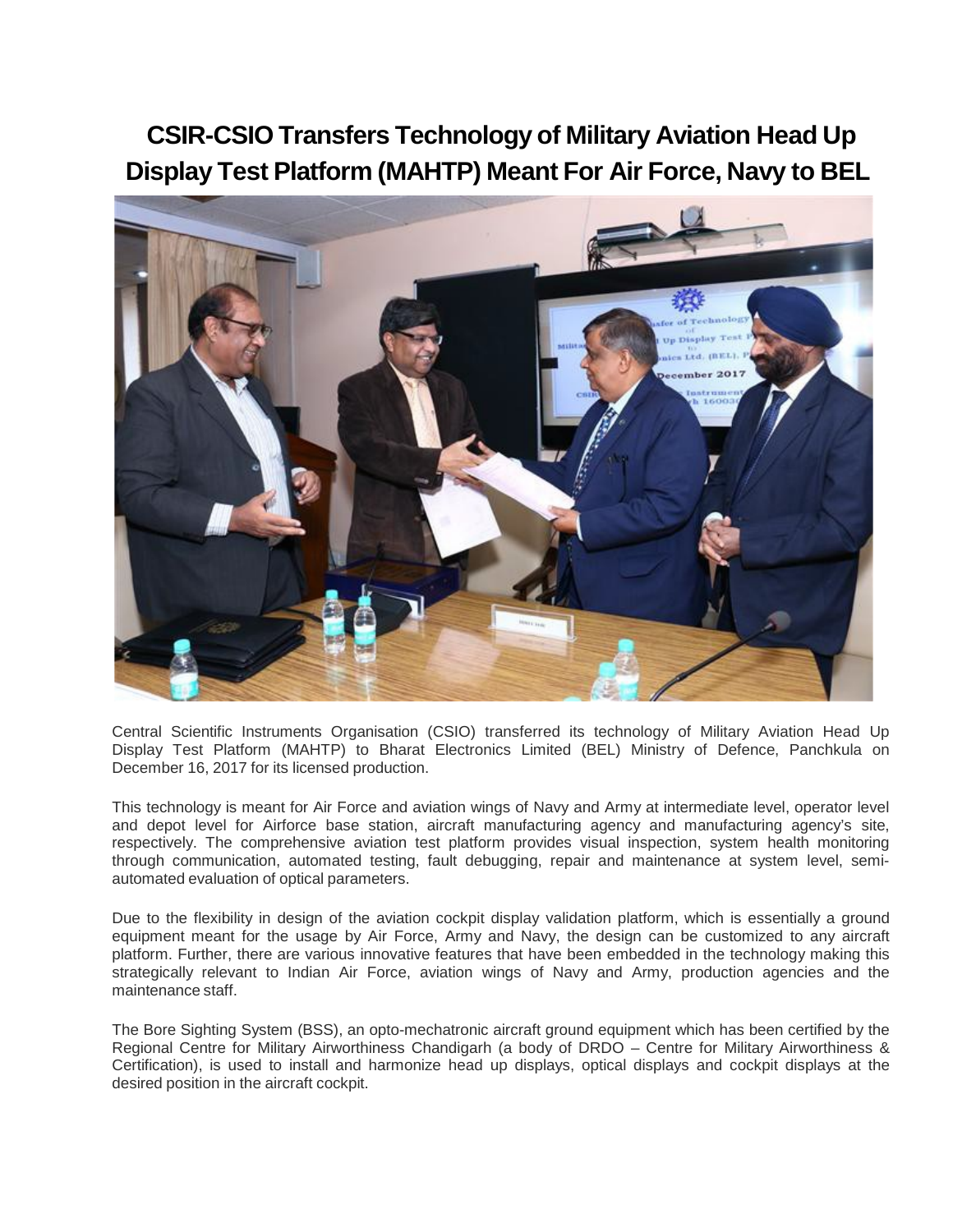# CSIR-CSIO Transfers Technology of Military Aviation Head Up Display Test Platform (MAHTP) Meant For Air Force, Navy to BEL

Central Scientific Instruments Organisation (CSIO) transferred its technology of Military Aviation Head Up Display Test Platform (MAHTP) to Bharat Electronics Limited (BEL) Ministry of Defence, Panchkula on December 16, 2017 for its licensed production.

This technology is meant for Air Force and aviation wings of Navy and Army at intermediate level, operator level and depot level for Airforce base station, aircraft manufacturing agency and manufacturing agency's site, respectively. The comprehensive aviation test platform provides visual inspection, system health monitoring through communication, automated testing, fault debugging, repair and maintenance at system level, semi-automated evaluation of optical parameters.

Due to the flexibility in design of the aviation cockpit display validation platform, which is essentially a ground equipment meant for the usage by Air Force, Army and Navy, the design can be customized to any aircraft platform. Further, there are various innovative features that have been embedded in the technology making this strategically relevant to Indian Air Force, aviation wings of Navy and Army, production agencies and the maintenance staff.

The Bore Sighting System (BSS), an opto-mechatronic aircraft ground equipment which has been certified by the Regional Centre for Military Airworthiness Chandigarh (a body of DRDO – Centre for Military Airworthiness & Certification), is used to install and harmonize head up displays, optical displays and cockpit displays at the desired position in the aircraft cockpit.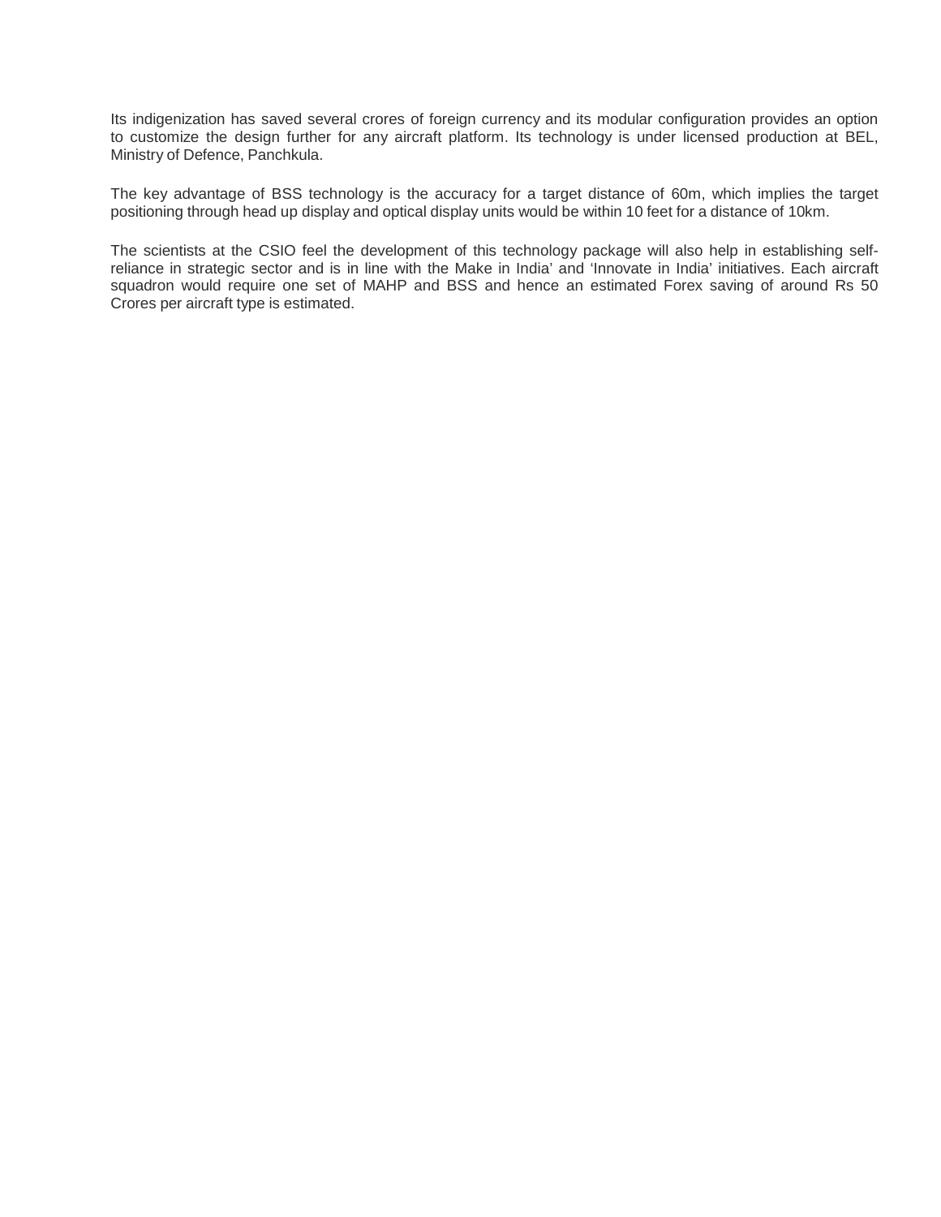Its indigenization has saved several crores of foreign currency and its modular configuration provides an option to customize the design further for any aircraft platform. Its technology is under licensed production at BEL, Ministry of Defence, Panchkula.

The key advantage of BSS technology is the accuracy for a target distance of 60m, which implies the target positioning through head up display and optical display units would be within 10 feet for a distance of 10km.

The scientists at the CSIO feel the development of this technology package will also help in establishing self-reliance in strategic sector and is in line with the Make in India' and 'Innovate in India' initiatives. Each aircraft squadron would require one set of MAHP and BSS and hence an estimated Forex saving of around Rs 50 Crores per aircraft type is estimated.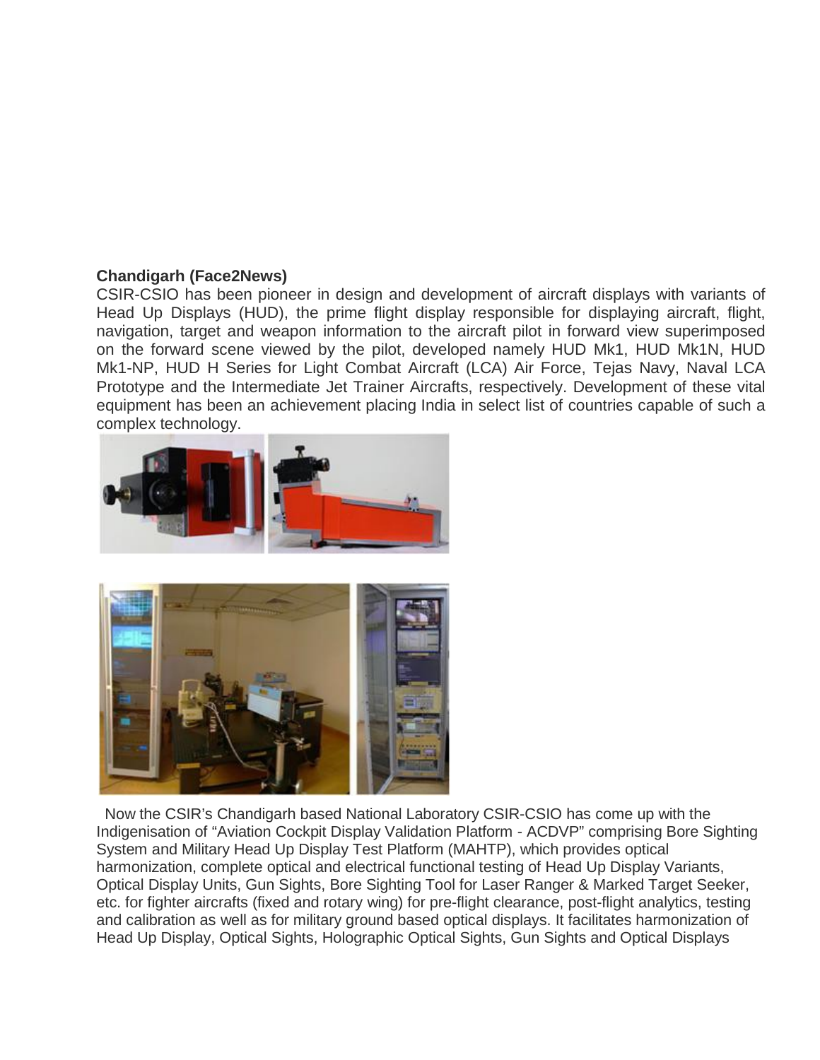**Chandigarh (Face2News)**

CSIR-CSIO has been pioneer in design and development of aircraft displays with variants of Head Up Displays (HUD), the prime flight display responsible for displaying aircraft, flight, navigation, target and weapon information to the aircraft pilot in forward view superimposed on the forward scene viewed by the pilot, developed namely HUD Mk1, HUD Mk1N, HUD Mk1-NP, HUD H Series for Light Combat Aircraft (LCA) Air Force, Tejas Navy, Naval LCA Prototype and the Intermediate Jet Trainer Aircrafts, respectively. Development of these vital equipment has been an achievement placing India in select list of countries capable of such a complex technology.

Now the CSIR's Chandigarh based National Laboratory CSIR-CSIO has come up with the Indigenisation of "Aviation Cockpit Display Validation Platform - ACDVP" comprising Bore Sighting System and Military Head Up Display Test Platform (MAHTP), which provides optical harmonization, complete optical and electrical functional testing of Head Up Display Variants, Optical Display Units, Gun Sights, Bore Sighting Tool for Laser Ranger & Marked Target Seeker, etc. for fighter aircrafts (fixed and rotary wing) for pre-flight clearance, post-flight analytics, testing and calibration as well as for military ground based optical displays. It facilitates harmonization of Head Up Display, Optical Sights, Holographic Optical Sights, Gun Sights and Optical Displays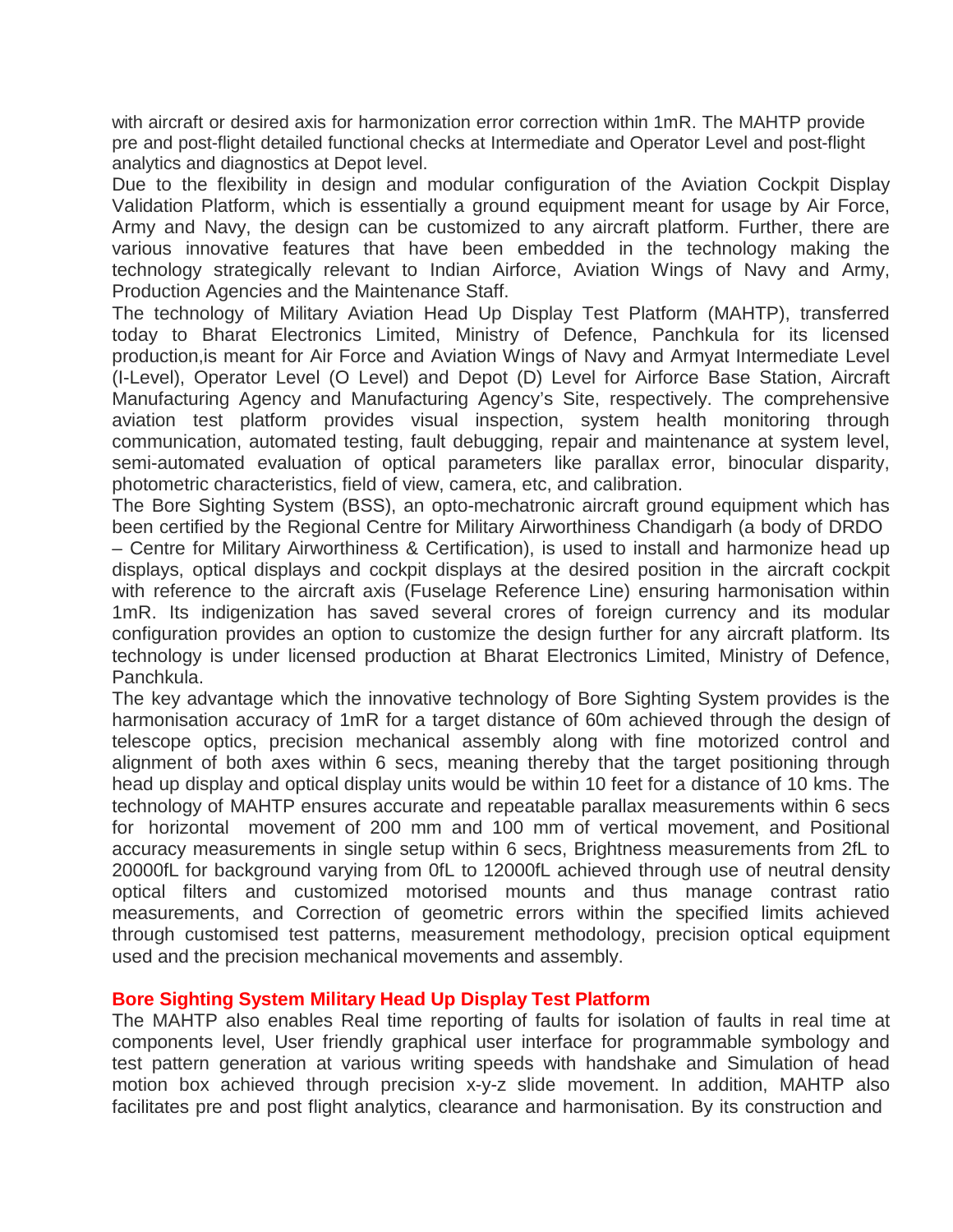with aircraft or desired axis for harmonization error correction within 1mR. The MAHTP provide pre and post-flight detailed functional checks at Intermediate and Operator Level and post-flight analytics and diagnostics at Depot level.

Due to the flexibility in design and modular configuration of the Aviation Cockpit Display Validation Platform, which is essentially a ground equipment meant for usage by Air Force, Army and Navy, the design can be customized to any aircraft platform. Further, there are various innovative features that have been embedded in the technology making the technology strategically relevant to Indian Airforce, Aviation Wings of Navy and Army, Production Agencies and the Maintenance Staff.

The technology of Military Aviation Head Up Display Test Platform (MAHTP), transferred today to Bharat Electronics Limited, Ministry of Defence, Panchkula for its licensed production,is meant for Air Force and Aviation Wings of Navy and Armyat Intermediate Level (I-Level), Operator Level (O Level) and Depot (D) Level for Airforce Base Station, Aircraft Manufacturing Agency and Manufacturing Agency's Site, respectively. The comprehensive aviation test platform provides visual inspection, system health monitoring through communication, automated testing, fault debugging, repair and maintenance at system level, semi-automated evaluation of optical parameters like parallax error, binocular disparity, photometric characteristics, field of view, camera, etc, and calibration.

The Bore Sighting System (BSS), an opto-mechatronic aircraft ground equipment which has been certified by the Regional Centre for Military Airworthiness Chandigarh (a body of DRDO – Centre for Military Airworthiness & Certification), is used to install and harmonize head up displays, optical displays and cockpit displays at the desired position in the aircraft cockpit with reference to the aircraft axis (Fuselage Reference Line) ensuring harmonisation within 1mR. Its indigenization has saved several crores of foreign currency and its modular configuration provides an option to customize the design further for any aircraft platform. Its technology is under licensed production at Bharat Electronics Limited, Ministry of Defence, Panchkula.

The key advantage which the innovative technology of Bore Sighting System provides is the harmonisation accuracy of 1mR for a target distance of 60m achieved through the design of telescope optics, precision mechanical assembly along with fine motorized control and alignment of both axes within 6 secs, meaning thereby that the target positioning through head up display and optical display units would be within 10 feet for a distance of 10 kms. The technology of MAHTP ensures accurate and repeatable parallax measurements within 6 secs for horizontal movement of 200 mm and 100 mm of vertical movement, and Positional accuracy measurements in single setup within 6 secs, Brightness measurements from 2fL to 20000fL for background varying from 0fL to 12000fL achieved through use of neutral density optical filters and customized motorised mounts and thus manage contrast ratio measurements, and Correction of geometric errors within the specified limits achieved through customised test patterns, measurement methodology, precision optical equipment used and the precision mechanical movements and assembly.

**Bore Sighting System Military Head Up Display Test Platform**

The MAHTP also enables Real time reporting of faults for isolation of faults in real time at components level, User friendly graphical user interface for programmable symbology and test pattern generation at various writing speeds with handshake and Simulation of head motion box achieved through precision x-y-z slide movement. In addition, MAHTP also facilitates pre and post flight analytics, clearance and harmonisation. By its construction and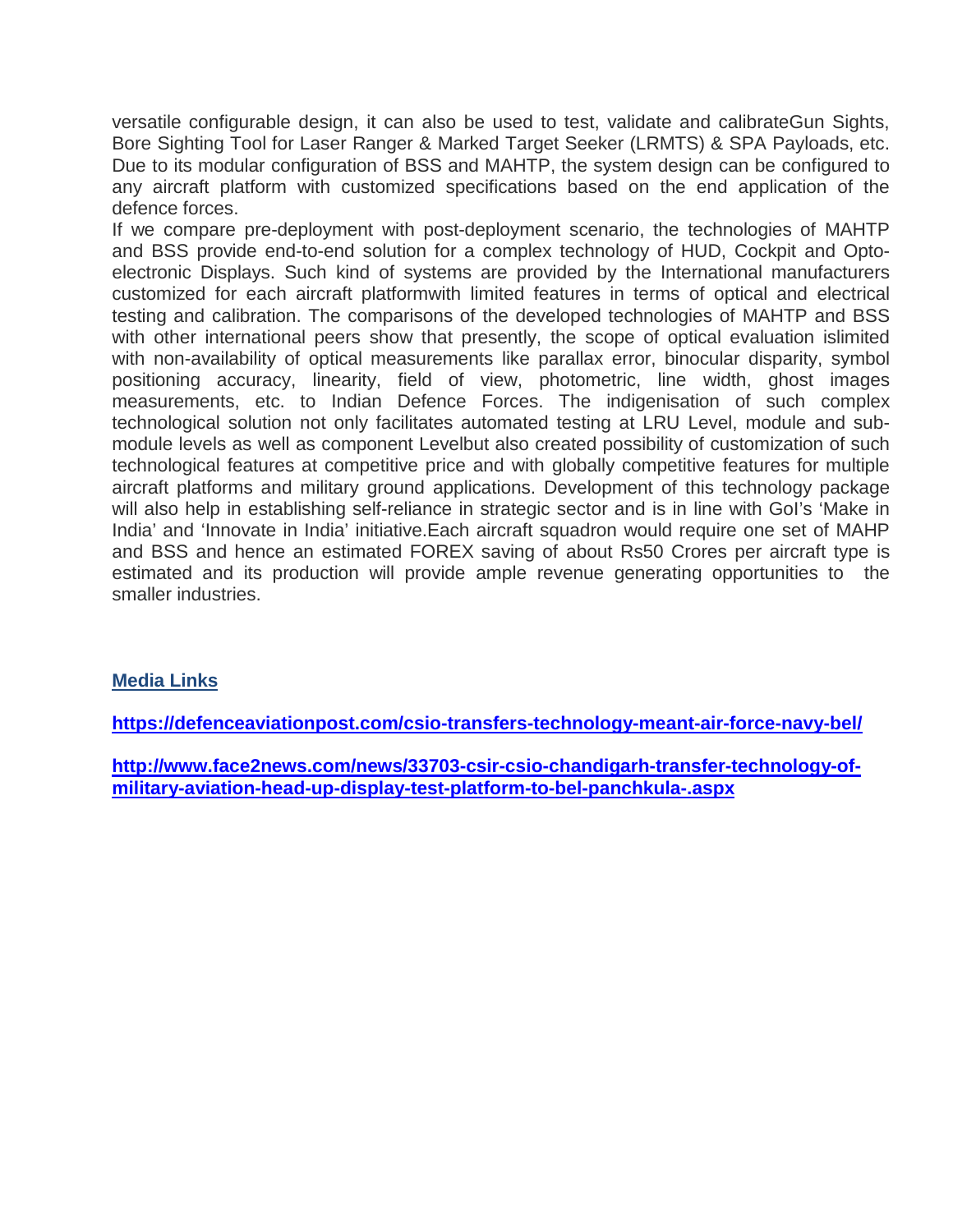versatile configurable design, it can also be used to test, validate and calibrateGun Sights, Bore Sighting Tool for Laser Ranger & Marked Target Seeker (LRMTS) & SPA Payloads, etc. Due to its modular configuration of BSS and MAHTP, the system design can be configured to any aircraft platform with customized specifications based on the end application of the defence forces.

If we compare pre-deployment with post-deployment scenario, the technologies of MAHTP and BSS provide end-to-end solution for a complex technology of HUD, Cockpit and Opto-electronic Displays. Such kind of systems are provided by the International manufacturers customized for each aircraft platformwith limited features in terms of optical and electrical testing and calibration. The comparisons of the developed technologies of MAHTP and BSS with other international peers show that presently, the scope of optical evaluation islimited with non-availability of optical measurements like parallax error, binocular disparity, symbol positioning accuracy, linearity, field of view, photometric, line width, ghost images measurements, etc. to Indian Defence Forces. The indigenisation of such complex technological solution not only facilitates automated testing at LRU Level, module and sub-module levels as well as component Levelbut also created possibility of customization of such technological features at competitive price and with globally competitive features for multiple aircraft platforms and military ground applications. Development of this technology package will also help in establishing self-reliance in strategic sector and is in line with GoI's 'Make in India' and 'Innovate in India' initiative.Each aircraft squadron would require one set of MAHP and BSS and hence an estimated FOREX saving of about Rs50 Crores per aircraft type is estimated and its production will provide ample revenue generating opportunities to the smaller industries.

**Media Links**

**https://defenceaviationpost.com/csio-transfers-technology-meant-air-force-navy-bel/**

**http://www.face2news.com/news/33703-csir-csio-chandigarh-transfer-technology-of-military-aviation-head-up-display-test-platform-to-bel-panchkula-.aspx**